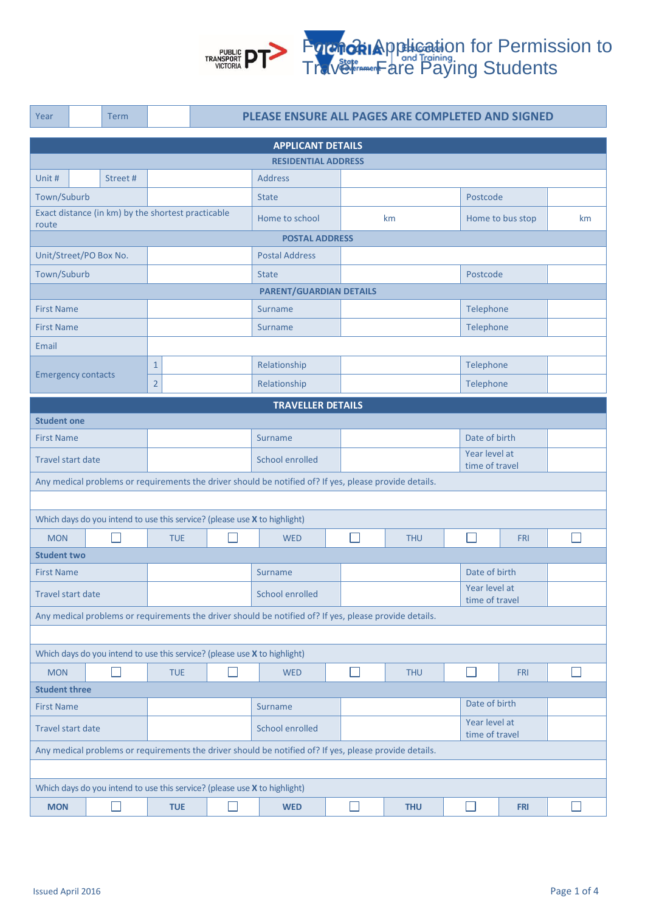# Form 2: Application for Permission to Travel – Fare Paying Students

| Year | | Term | | PLEASE ENSURE ALL PAGES ARE COMPLETED AND SIGNED |
|---|---|---|---|---|

| APPLICANT DETAILS | | | | | |
|---|---|---|---|---|---|
| **RESIDENTIAL ADDRESS** | | | | | |
| Unit # | Street # | | Address | | |
| Town/Suburb | | State | | Postcode | |
| Exact distance (in km) by the shortest practicable route | | Home to school | km | Home to bus stop | km |
| **POSTAL ADDRESS** | | | | | |
| Unit/Street/PO Box No. | | Postal Address | | | |
| Town/Suburb | | State | | Postcode | |
| **PARENT/GUARDIAN DETAILS** | | | | | |
| First Name | | Surname | | Telephone | |
| First Name | | Surname | | Telephone | |
| Email | | | | | |
| Emergency contacts | 1 | Relationship | | Telephone | |
| | 2 | Relationship | | Telephone | |

| TRAVELLER DETAILS | | | | | |
|---|---|---|---|---|---|
| **Student one** | | | | | |
| First Name | | Surname | | Date of birth | |
| Travel start date | | School enrolled | | Year level at time of travel | |
| Any medical problems or requirements the driver should be notified of? If yes, please provide details. | | | | | |
| | | | | | |
| Which days do you intend to use this service? (please use **X** to highlight) | | | | | |
| MON ☐ | TUE ☐ | WED ☐ | THU ☐ | FRI ☐ | |
| **Student two** | | | | | |
| First Name | | Surname | | Date of birth | |
| Travel start date | | School enrolled | | Year level at time of travel | |
| Any medical problems or requirements the driver should be notified of? If yes, please provide details. | | | | | |
| | | | | | |
| Which days do you intend to use this service? (please use **X** to highlight) | | | | | |
| MON ☐ | TUE ☐ | WED ☐ | THU ☐ | FRI ☐ | |
| **Student three** | | | | | |
| First Name | | Surname | | Date of birth | |
| Travel start date | | School enrolled | | Year level at time of travel | |
| Any medical problems or requirements the driver should be notified of? If yes, please provide details. | | | | | |
| | | | | | |
| Which days do you intend to use this service? (please use **X** to highlight) | | | | | |
| **MON** ☐ | **TUE** ☐ | **WED** ☐ | **THU** ☐ | **FRI** ☐ | |

Issued April 2016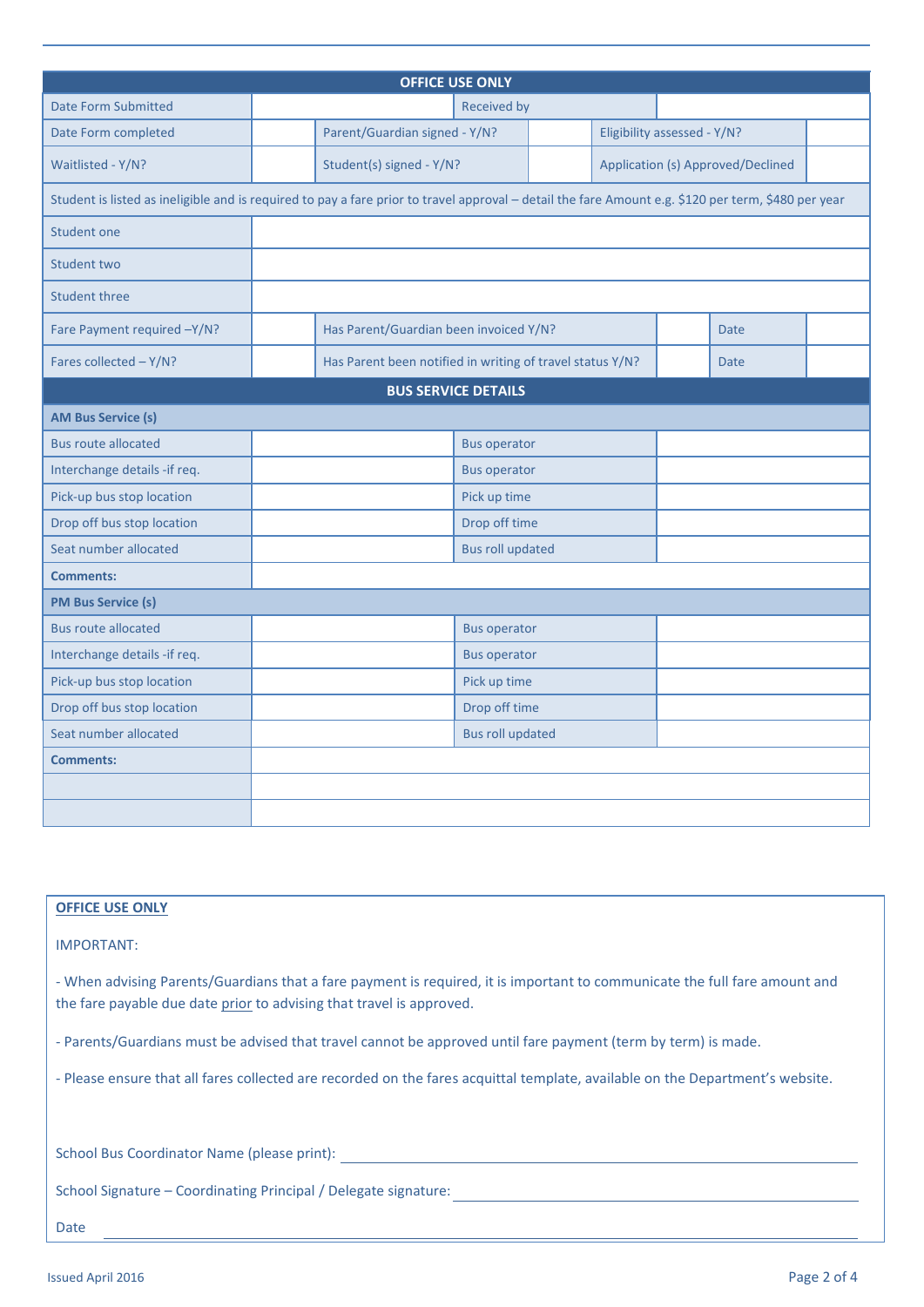| OFFICE USE ONLY | | | | | | |
|---|---|---|---|---|---|---|
| Date Form Submitted | | | Received by | | | |
| Date Form completed | | Parent/Guardian signed - Y/N? | | Eligibility assessed - Y/N? | | |
| Waitlisted - Y/N? | | Student(s) signed - Y/N? | | Application (s) Approved/Declined | | |
| Student is listed as ineligible and is required to pay a fare prior to travel approval – detail the fare Amount e.g. $120 per term, $480 per year | | | | | | |
| Student one | | | | | | |
| Student two | | | | | | |
| Student three | | | | | | |
| Fare Payment required –Y/N? | | Has Parent/Guardian been invoiced Y/N? | | | Date | |
| Fares collected – Y/N? | | Has Parent been notified in writing of travel status Y/N? | | | Date | |

| BUS SERVICE DETAILS | | | |
|---|---|---|---|
| **AM Bus Service (s)** | | | |
| Bus route allocated | | Bus operator | |
| Interchange details -if req. | | Bus operator | |
| Pick-up bus stop location | | Pick up time | |
| Drop off bus stop location | | Drop off time | |
| Seat number allocated | | Bus roll updated | |
| **Comments:** | | | |
| **PM Bus Service (s)** | | | |
| Bus route allocated | | Bus operator | |
| Interchange details -if req. | | Bus operator | |
| Pick-up bus stop location | | Pick up time | |
| Drop off bus stop location | | Drop off time | |
| Seat number allocated | | Bus roll updated | |
| **Comments:** | | | |
| | | | |
| | | | |

**OFFICE USE ONLY**

IMPORTANT:

- When advising Parents/Guardians that a fare payment is required, it is important to communicate the full fare amount and the fare payable due date prior to advising that travel is approved.

- Parents/Guardians must be advised that travel cannot be approved until fare payment (term by term) is made.

- Please ensure that all fares collected are recorded on the fares acquittal template, available on the Department's website.

School Bus Coordinator Name (please print): ______________________________

School Signature – Coordinating Principal / Delegate signature: ______________________________

Date ______________________________

Issued April 2016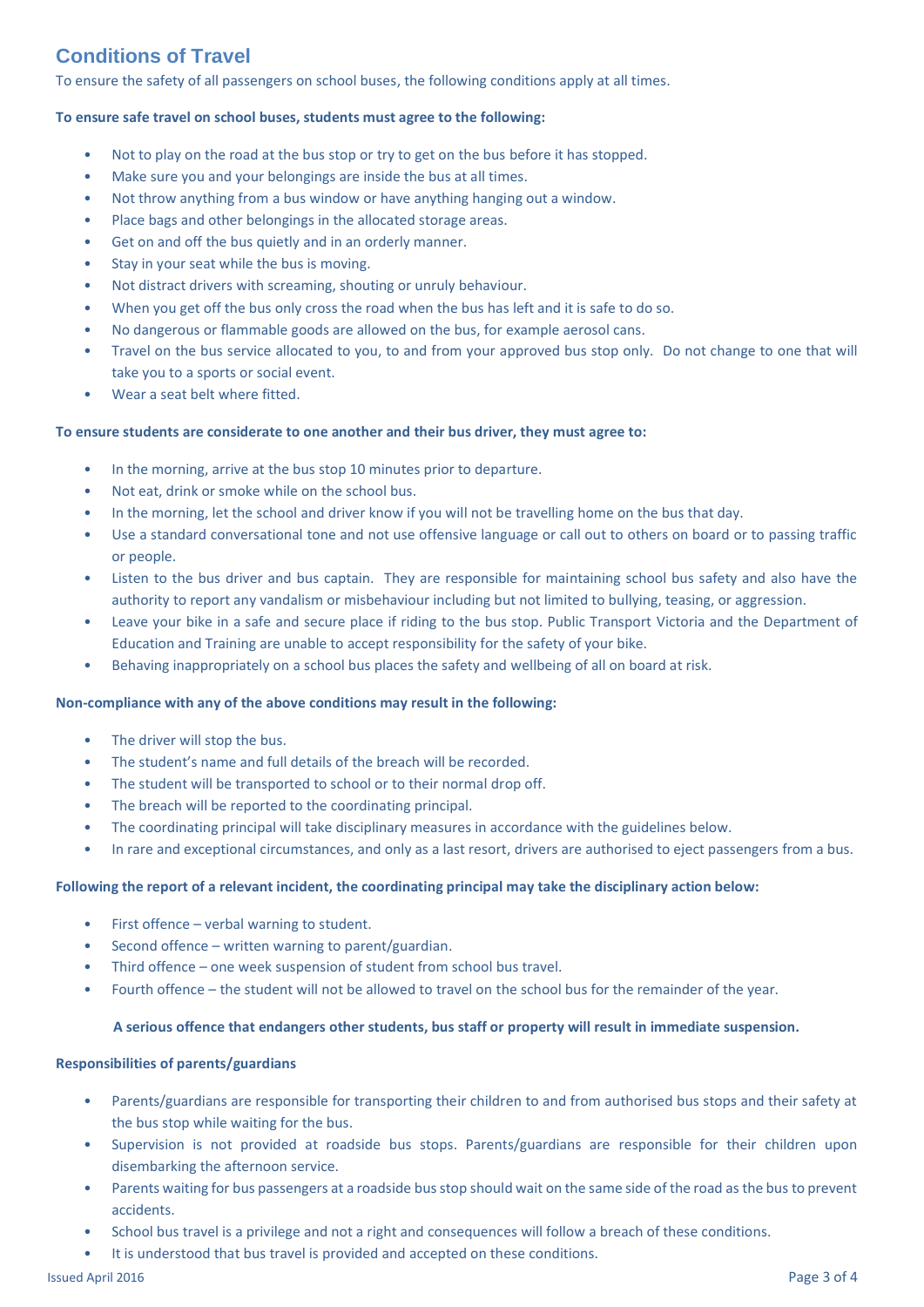## Conditions of Travel

To ensure the safety of all passengers on school buses, the following conditions apply at all times.

**To ensure safe travel on school buses, students must agree to the following:**

- Not to play on the road at the bus stop or try to get on the bus before it has stopped.
- Make sure you and your belongings are inside the bus at all times.
- Not throw anything from a bus window or have anything hanging out a window.
- Place bags and other belongings in the allocated storage areas.
- Get on and off the bus quietly and in an orderly manner.
- Stay in your seat while the bus is moving.
- Not distract drivers with screaming, shouting or unruly behaviour.
- When you get off the bus only cross the road when the bus has left and it is safe to do so.
- No dangerous or flammable goods are allowed on the bus, for example aerosol cans.
- Travel on the bus service allocated to you, to and from your approved bus stop only. Do not change to one that will take you to a sports or social event.
- Wear a seat belt where fitted.

**To ensure students are considerate to one another and their bus driver, they must agree to:**

- In the morning, arrive at the bus stop 10 minutes prior to departure.
- Not eat, drink or smoke while on the school bus.
- In the morning, let the school and driver know if you will not be travelling home on the bus that day.
- Use a standard conversational tone and not use offensive language or call out to others on board or to passing traffic or people.
- Listen to the bus driver and bus captain. They are responsible for maintaining school bus safety and also have the authority to report any vandalism or misbehaviour including but not limited to bullying, teasing, or aggression.
- Leave your bike in a safe and secure place if riding to the bus stop. Public Transport Victoria and the Department of Education and Training are unable to accept responsibility for the safety of your bike.
- Behaving inappropriately on a school bus places the safety and wellbeing of all on board at risk.

**Non-compliance with any of the above conditions may result in the following:**

- The driver will stop the bus.
- The student's name and full details of the breach will be recorded.
- The student will be transported to school or to their normal drop off.
- The breach will be reported to the coordinating principal.
- The coordinating principal will take disciplinary measures in accordance with the guidelines below.
- In rare and exceptional circumstances, and only as a last resort, drivers are authorised to eject passengers from a bus.

**Following the report of a relevant incident, the coordinating principal may take the disciplinary action below:**

- First offence – verbal warning to student.
- Second offence – written warning to parent/guardian.
- Third offence – one week suspension of student from school bus travel.
- Fourth offence – the student will not be allowed to travel on the school bus for the remainder of the year.

**A serious offence that endangers other students, bus staff or property will result in immediate suspension.**

**Responsibilities of parents/guardians**

- Parents/guardians are responsible for transporting their children to and from authorised bus stops and their safety at the bus stop while waiting for the bus.
- Supervision is not provided at roadside bus stops. Parents/guardians are responsible for their children upon disembarking the afternoon service.
- Parents waiting for bus passengers at a roadside bus stop should wait on the same side of the road as the bus to prevent accidents.
- School bus travel is a privilege and not a right and consequences will follow a breach of these conditions.
- It is understood that bus travel is provided and accepted on these conditions.

Issued April 2016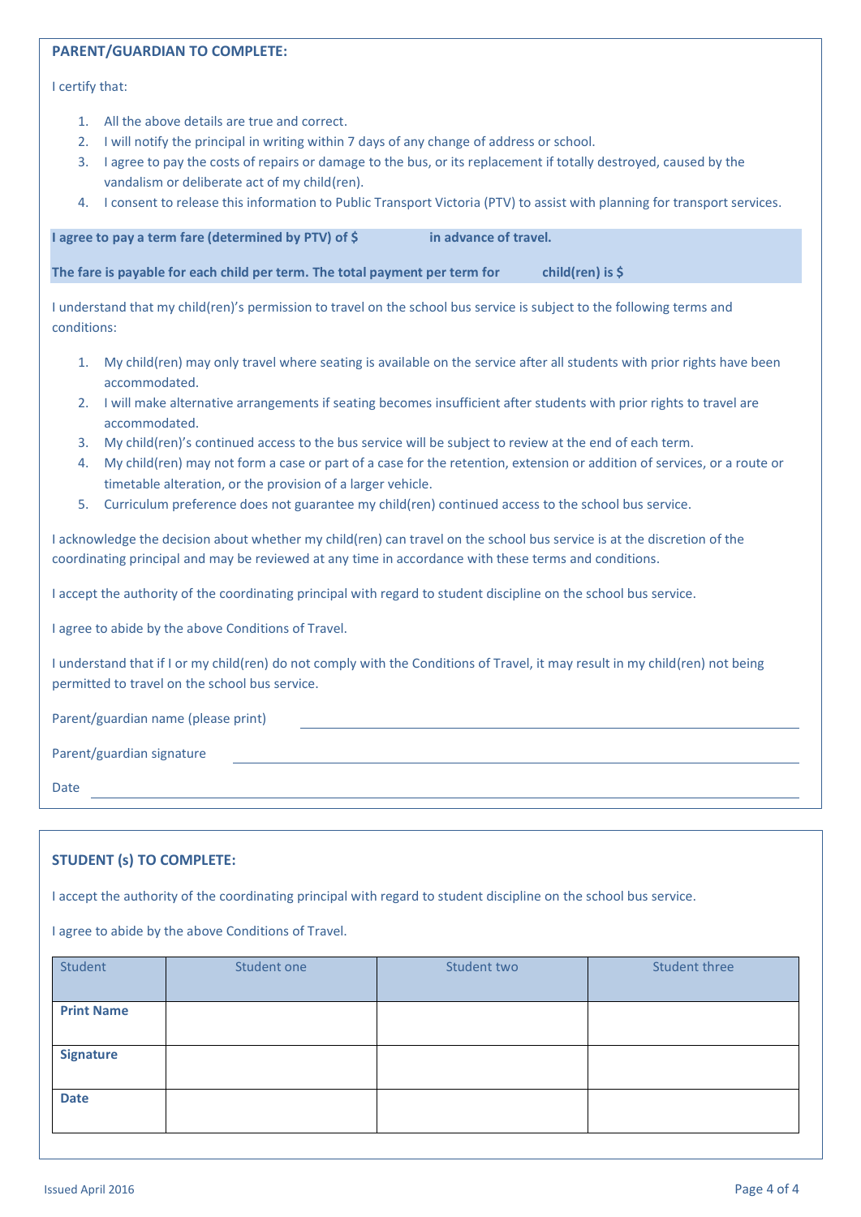**PARENT/GUARDIAN TO COMPLETE:**

I certify that:

1. All the above details are true and correct.
2. I will notify the principal in writing within 7 days of any change of address or school.
3. I agree to pay the costs of repairs or damage to the bus, or its replacement if totally destroyed, caused by the vandalism or deliberate act of my child(ren).
4. I consent to release this information to Public Transport Victoria (PTV) to assist with planning for transport services.

**I agree to pay a term fare (determined by PTV) of $ in advance of travel.**

**The fare is payable for each child per term. The total payment per term for child(ren) is $**

I understand that my child(ren)'s permission to travel on the school bus service is subject to the following terms and conditions:

1. My child(ren) may only travel where seating is available on the service after all students with prior rights have been accommodated.
2. I will make alternative arrangements if seating becomes insufficient after students with prior rights to travel are accommodated.
3. My child(ren)'s continued access to the bus service will be subject to review at the end of each term.
4. My child(ren) may not form a case or part of a case for the retention, extension or addition of services, or a route or timetable alteration, or the provision of a larger vehicle.
5. Curriculum preference does not guarantee my child(ren) continued access to the school bus service.

I acknowledge the decision about whether my child(ren) can travel on the school bus service is at the discretion of the coordinating principal and may be reviewed at any time in accordance with these terms and conditions.

I accept the authority of the coordinating principal with regard to student discipline on the school bus service.

I agree to abide by the above Conditions of Travel.

I understand that if I or my child(ren) do not comply with the Conditions of Travel, it may result in my child(ren) not being permitted to travel on the school bus service.

Parent/guardian name (please print) ______________________________

Parent/guardian signature ______________________________

Date ______________________________

**STUDENT (s) TO COMPLETE:**

I accept the authority of the coordinating principal with regard to student discipline on the school bus service.

I agree to abide by the above Conditions of Travel.

| Student | Student one | Student two | Student three |
|---|---|---|---|
| **Print Name** | | | |
| **Signature** | | | |
| **Date** | | | |

Issued April 2016